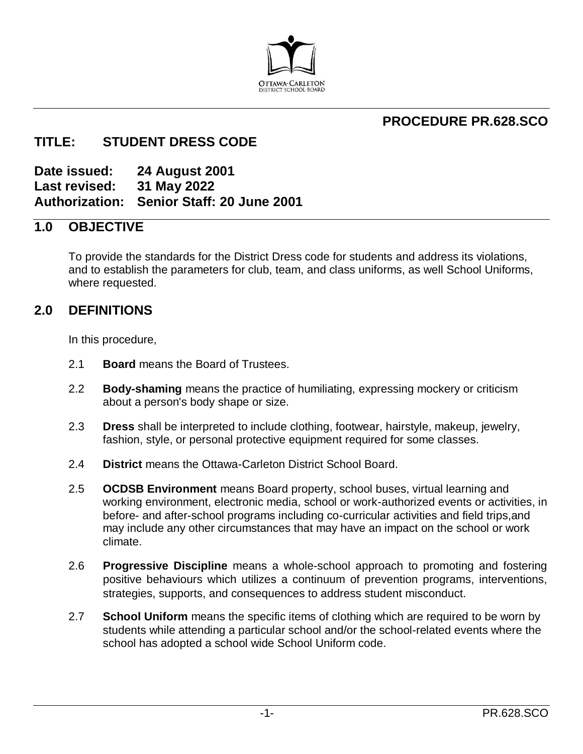OTTAWA-CARLETON
DISTRICT SCHOOL BOARD

## PROCEDURE PR.628.SCO

# TITLE: STUDENT DRESS CODE

**Date issued: 24 August 2001**
**Last revised: 31 May 2022**
**Authorization: Senior Staff: 20 June 2001**

## 1.0 OBJECTIVE

To provide the standards for the District Dress code for students and address its violations, and to establish the parameters for club, team, and class uniforms, as well School Uniforms, where requested.

## 2.0 DEFINITIONS

In this procedure,

2.1 **Board** means the Board of Trustees.

2.2 **Body-shaming** means the practice of humiliating, expressing mockery or criticism about a person's body shape or size.

2.3 **Dress** shall be interpreted to include clothing, footwear, hairstyle, makeup, jewelry, fashion, style, or personal protective equipment required for some classes.

2.4 **District** means the Ottawa-Carleton District School Board.

2.5 **OCDSB Environment** means Board property, school buses, virtual learning and working environment, electronic media, school or work-authorized events or activities, in before- and after-school programs including co-curricular activities and field trips,and may include any other circumstances that may have an impact on the school or work climate.

2.6 **Progressive Discipline** means a whole-school approach to promoting and fostering positive behaviours which utilizes a continuum of prevention programs, interventions, strategies, supports, and consequences to address student misconduct.

2.7 **School Uniform** means the specific items of clothing which are required to be worn by students while attending a particular school and/or the school-related events where the school has adopted a school wide School Uniform code.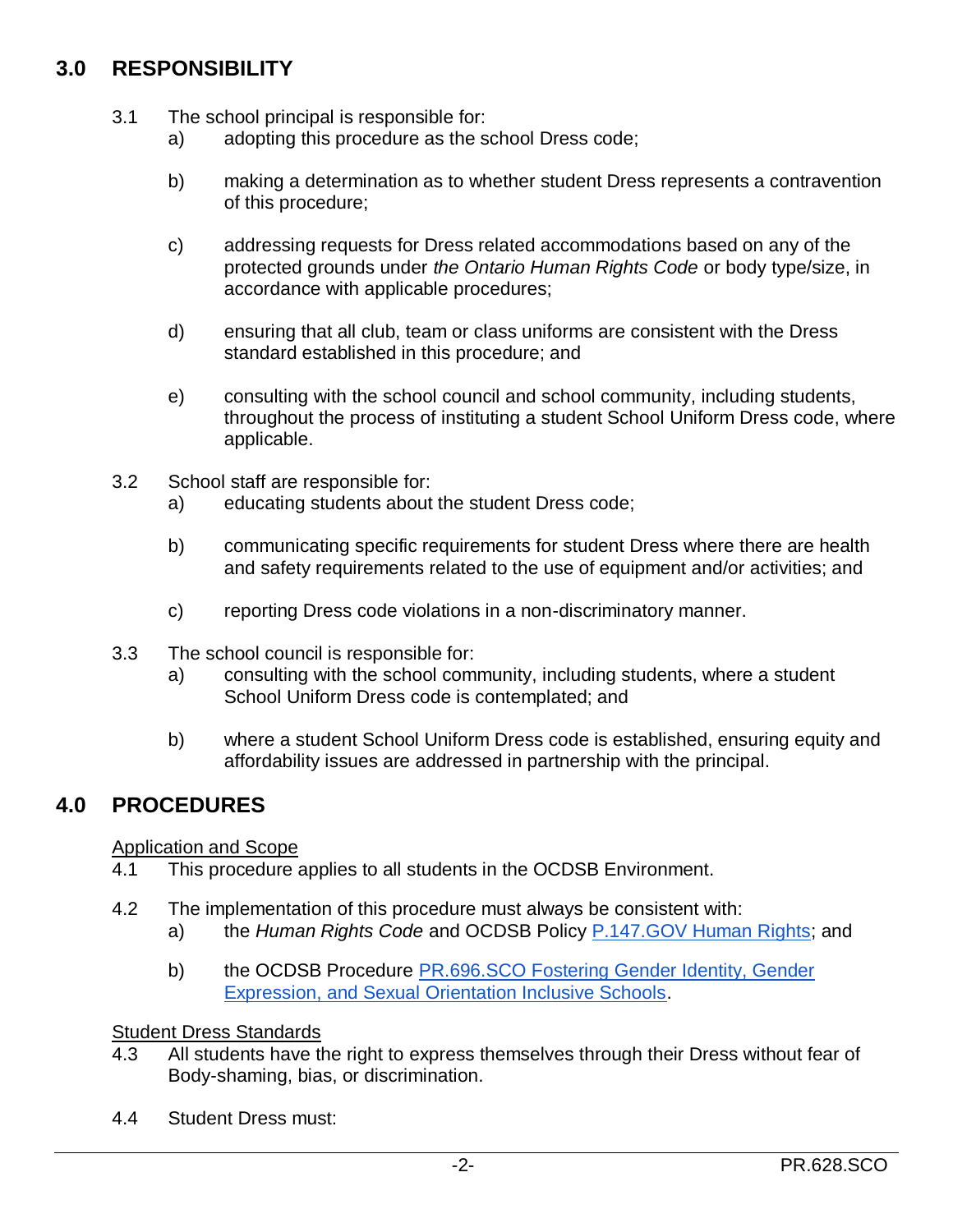## 3.0 RESPONSIBILITY

3.1 The school principal is responsible for:

a) adopting this procedure as the school Dress code;

b) making a determination as to whether student Dress represents a contravention of this procedure;

c) addressing requests for Dress related accommodations based on any of the protected grounds under *the Ontario Human Rights Code* or body type/size, in accordance with applicable procedures;

d) ensuring that all club, team or class uniforms are consistent with the Dress standard established in this procedure; and

e) consulting with the school council and school community, including students, throughout the process of instituting a student School Uniform Dress code, where applicable.

3.2 School staff are responsible for:

a) educating students about the student Dress code;

b) communicating specific requirements for student Dress where there are health and safety requirements related to the use of equipment and/or activities; and

c) reporting Dress code violations in a non-discriminatory manner.

3.3 The school council is responsible for:

a) consulting with the school community, including students, where a student School Uniform Dress code is contemplated; and

b) where a student School Uniform Dress code is established, ensuring equity and affordability issues are addressed in partnership with the principal.

## 4.0 PROCEDURES

Application and Scope

4.1 This procedure applies to all students in the OCDSB Environment.

4.2 The implementation of this procedure must always be consistent with:

a) the *Human Rights Code* and OCDSB Policy P.147.GOV Human Rights; and

b) the OCDSB Procedure PR.696.SCO Fostering Gender Identity, Gender Expression, and Sexual Orientation Inclusive Schools.

Student Dress Standards

4.3 All students have the right to express themselves through their Dress without fear of Body-shaming, bias, or discrimination.

4.4 Student Dress must: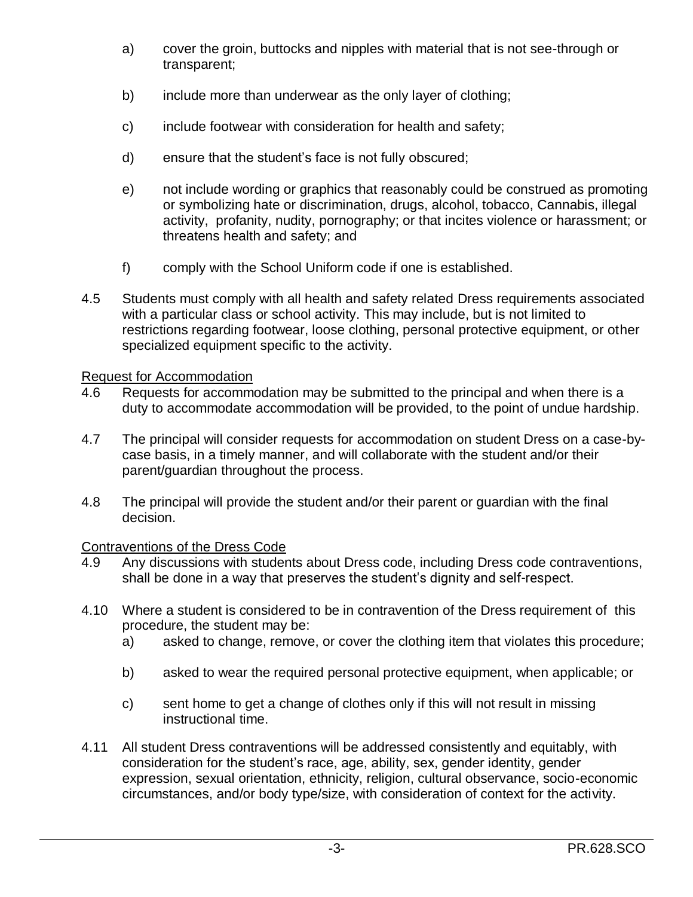a) cover the groin, buttocks and nipples with material that is not see-through or transparent;

b) include more than underwear as the only layer of clothing;

c) include footwear with consideration for health and safety;

d) ensure that the student's face is not fully obscured;

e) not include wording or graphics that reasonably could be construed as promoting or symbolizing hate or discrimination, drugs, alcohol, tobacco, Cannabis, illegal activity, profanity, nudity, pornography; or that incites violence or harassment; or threatens health and safety; and

f) comply with the School Uniform code if one is established.

4.5 Students must comply with all health and safety related Dress requirements associated with a particular class or school activity. This may include, but is not limited to restrictions regarding footwear, loose clothing, personal protective equipment, or other specialized equipment specific to the activity.

Request for Accommodation

4.6 Requests for accommodation may be submitted to the principal and when there is a duty to accommodate accommodation will be provided, to the point of undue hardship.

4.7 The principal will consider requests for accommodation on student Dress on a case-by-case basis, in a timely manner, and will collaborate with the student and/or their parent/guardian throughout the process.

4.8 The principal will provide the student and/or their parent or guardian with the final decision.

Contraventions of the Dress Code

4.9 Any discussions with students about Dress code, including Dress code contraventions, shall be done in a way that preserves the student's dignity and self-respect.

4.10 Where a student is considered to be in contravention of the Dress requirement of this procedure, the student may be:

a) asked to change, remove, or cover the clothing item that violates this procedure;

b) asked to wear the required personal protective equipment, when applicable; or

c) sent home to get a change of clothes only if this will not result in missing instructional time.

4.11 All student Dress contraventions will be addressed consistently and equitably, with consideration for the student's race, age, ability, sex, gender identity, gender expression, sexual orientation, ethnicity, religion, cultural observance, socio-economic circumstances, and/or body type/size, with consideration of context for the activity.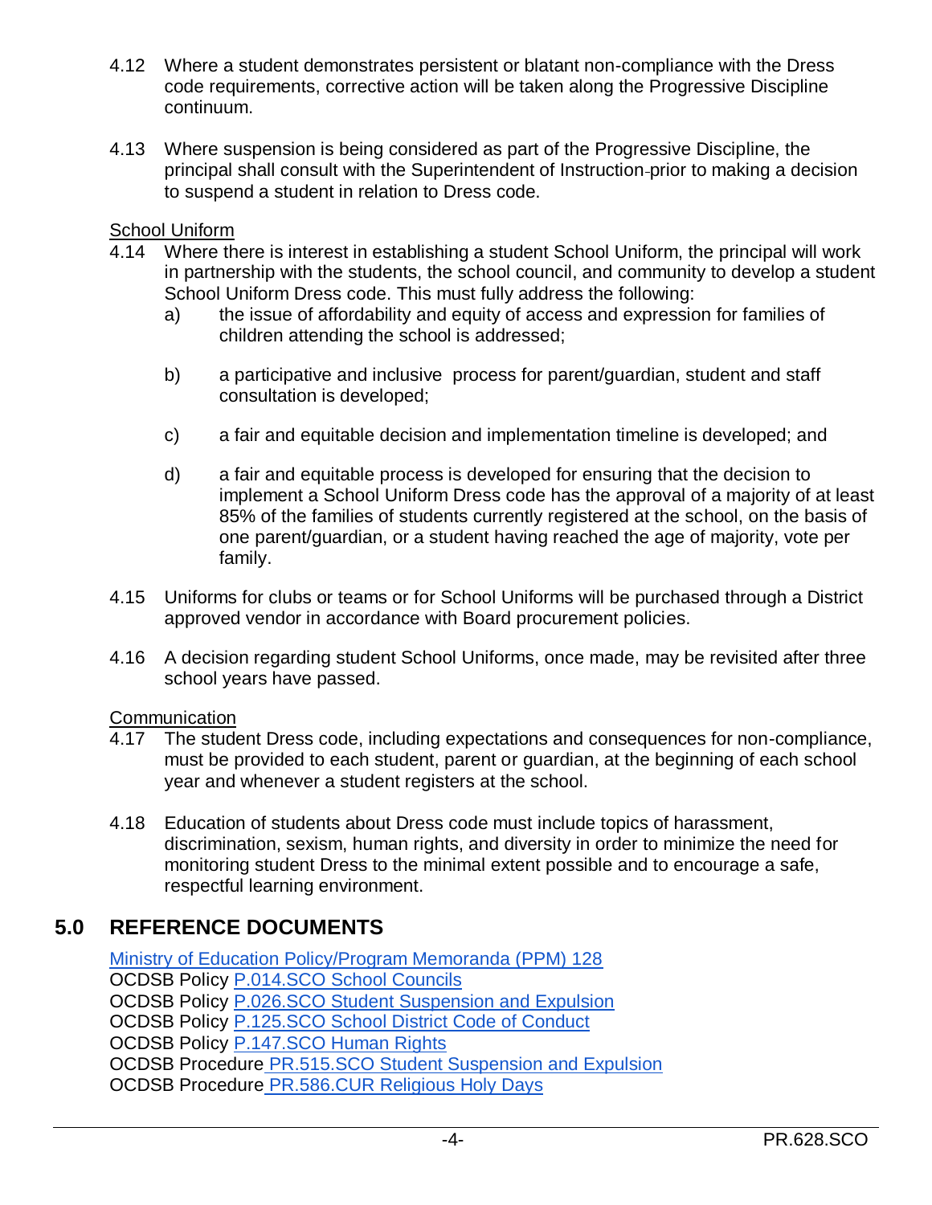4.12 Where a student demonstrates persistent or blatant non-compliance with the Dress code requirements, corrective action will be taken along the Progressive Discipline continuum.

4.13 Where suspension is being considered as part of the Progressive Discipline, the principal shall consult with the Superintendent of Instruction prior to making a decision to suspend a student in relation to Dress code.

<u>School Uniform</u>

4.14 Where there is interest in establishing a student School Uniform, the principal will work in partnership with the students, the school council, and community to develop a student School Uniform Dress code. This must fully address the following:

a) the issue of affordability and equity of access and expression for families of children attending the school is addressed;

b) a participative and inclusive process for parent/guardian, student and staff consultation is developed;

c) a fair and equitable decision and implementation timeline is developed; and

d) a fair and equitable process is developed for ensuring that the decision to implement a School Uniform Dress code has the approval of a majority of at least 85% of the families of students currently registered at the school, on the basis of one parent/guardian, or a student having reached the age of majority, vote per family.

4.15 Uniforms for clubs or teams or for School Uniforms will be purchased through a District approved vendor in accordance with Board procurement policies.

4.16 A decision regarding student School Uniforms, once made, may be revisited after three school years have passed.

<u>Communication</u>

4.17 The student Dress code, including expectations and consequences for non-compliance, must be provided to each student, parent or guardian, at the beginning of each school year and whenever a student registers at the school.

4.18 Education of students about Dress code must include topics of harassment, discrimination, sexism, human rights, and diversity in order to minimize the need for monitoring student Dress to the minimal extent possible and to encourage a safe, respectful learning environment.

## 5.0 REFERENCE DOCUMENTS

Ministry of Education Policy/Program Memoranda (PPM) 128
OCDSB Policy P.014.SCO School Councils
OCDSB Policy P.026.SCO Student Suspension and Expulsion
OCDSB Policy P.125.SCO School District Code of Conduct
OCDSB Policy P.147.SCO Human Rights
OCDSB Procedure PR.515.SCO Student Suspension and Expulsion
OCDSB Procedure PR.586.CUR Religious Holy Days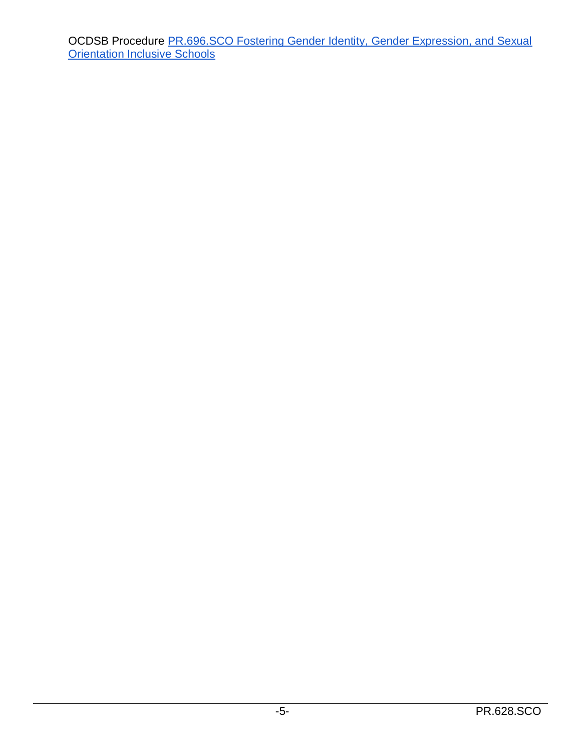OCDSB Procedure [PR.696.SCO Fostering Gender Identity, Gender Expression, and Sexual Orientation Inclusive Schools]